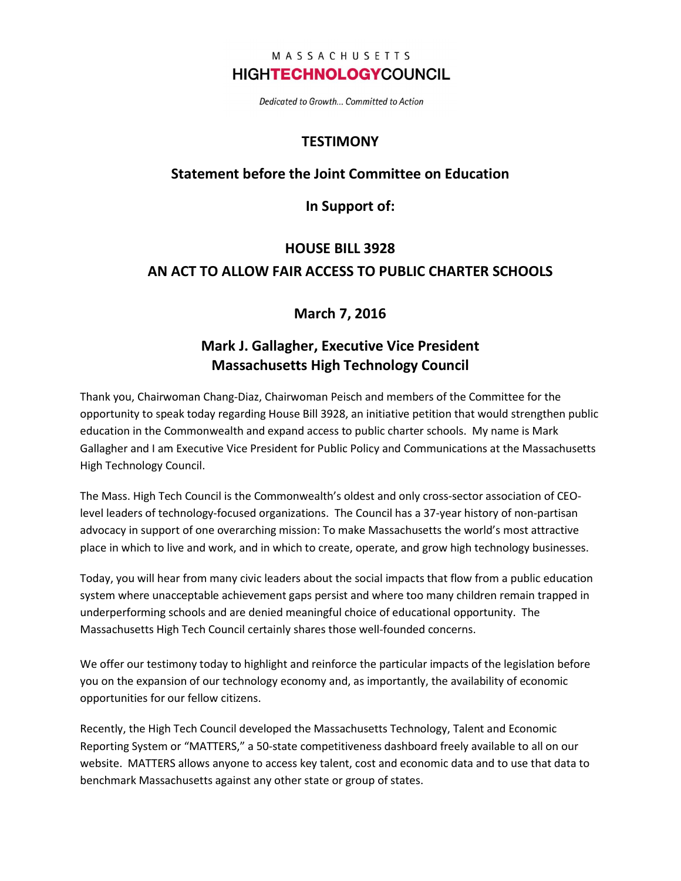MASSACHUSETTS
**HIGHTECHNOLOGYCOUNCIL**

*Dedicated to Growth... Committed to Action*

# TESTIMONY

## Statement before the Joint Committee on Education

## In Support of:

## HOUSE BILL 3928
## AN ACT TO ALLOW FAIR ACCESS TO PUBLIC CHARTER SCHOOLS

## March 7, 2016

## Mark J. Gallagher, Executive Vice President
## Massachusetts High Technology Council

Thank you, Chairwoman Chang-Diaz, Chairwoman Peisch and members of the Committee for the opportunity to speak today regarding House Bill 3928, an initiative petition that would strengthen public education in the Commonwealth and expand access to public charter schools. My name is Mark Gallagher and I am Executive Vice President for Public Policy and Communications at the Massachusetts High Technology Council.

The Mass. High Tech Council is the Commonwealth's oldest and only cross-sector association of CEO-level leaders of technology-focused organizations. The Council has a 37-year history of non-partisan advocacy in support of one overarching mission: To make Massachusetts the world's most attractive place in which to live and work, and in which to create, operate, and grow high technology businesses.

Today, you will hear from many civic leaders about the social impacts that flow from a public education system where unacceptable achievement gaps persist and where too many children remain trapped in underperforming schools and are denied meaningful choice of educational opportunity. The Massachusetts High Tech Council certainly shares those well-founded concerns.

We offer our testimony today to highlight and reinforce the particular impacts of the legislation before you on the expansion of our technology economy and, as importantly, the availability of economic opportunities for our fellow citizens.

Recently, the High Tech Council developed the Massachusetts Technology, Talent and Economic Reporting System or "MATTERS," a 50-state competitiveness dashboard freely available to all on our website. MATTERS allows anyone to access key talent, cost and economic data and to use that data to benchmark Massachusetts against any other state or group of states.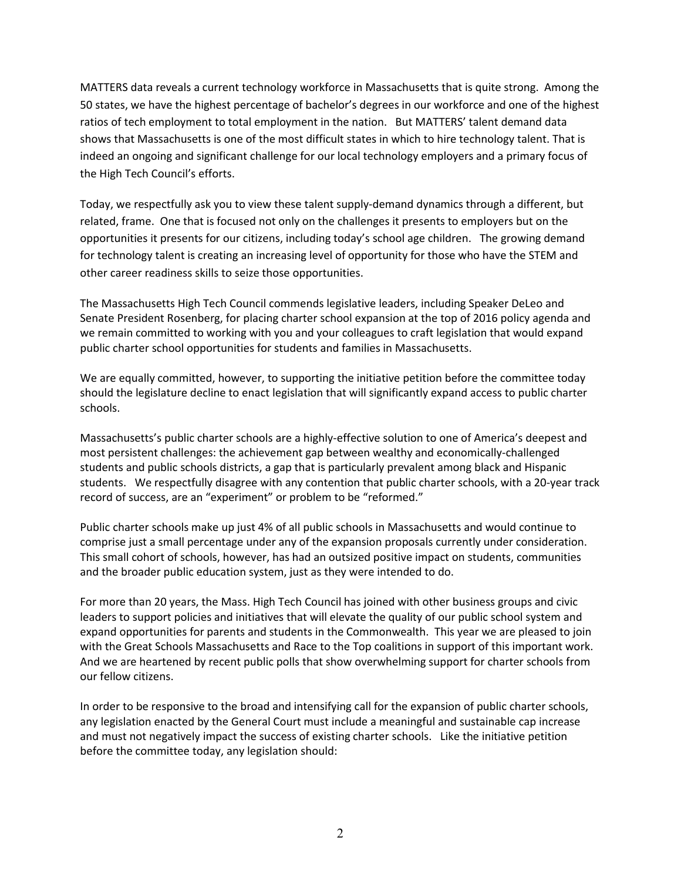MATTERS data reveals a current technology workforce in Massachusetts that is quite strong. Among the 50 states, we have the highest percentage of bachelor's degrees in our workforce and one of the highest ratios of tech employment to total employment in the nation. But MATTERS' talent demand data shows that Massachusetts is one of the most difficult states in which to hire technology talent. That is indeed an ongoing and significant challenge for our local technology employers and a primary focus of the High Tech Council's efforts.

Today, we respectfully ask you to view these talent supply-demand dynamics through a different, but related, frame. One that is focused not only on the challenges it presents to employers but on the opportunities it presents for our citizens, including today's school age children. The growing demand for technology talent is creating an increasing level of opportunity for those who have the STEM and other career readiness skills to seize those opportunities.

The Massachusetts High Tech Council commends legislative leaders, including Speaker DeLeo and Senate President Rosenberg, for placing charter school expansion at the top of 2016 policy agenda and we remain committed to working with you and your colleagues to craft legislation that would expand public charter school opportunities for students and families in Massachusetts.

We are equally committed, however, to supporting the initiative petition before the committee today should the legislature decline to enact legislation that will significantly expand access to public charter schools.

Massachusetts's public charter schools are a highly-effective solution to one of America's deepest and most persistent challenges: the achievement gap between wealthy and economically-challenged students and public schools districts, a gap that is particularly prevalent among black and Hispanic students. We respectfully disagree with any contention that public charter schools, with a 20-year track record of success, are an "experiment" or problem to be "reformed."

Public charter schools make up just 4% of all public schools in Massachusetts and would continue to comprise just a small percentage under any of the expansion proposals currently under consideration. This small cohort of schools, however, has had an outsized positive impact on students, communities and the broader public education system, just as they were intended to do.

For more than 20 years, the Mass. High Tech Council has joined with other business groups and civic leaders to support policies and initiatives that will elevate the quality of our public school system and expand opportunities for parents and students in the Commonwealth. This year we are pleased to join with the Great Schools Massachusetts and Race to the Top coalitions in support of this important work. And we are heartened by recent public polls that show overwhelming support for charter schools from our fellow citizens.

In order to be responsive to the broad and intensifying call for the expansion of public charter schools, any legislation enacted by the General Court must include a meaningful and sustainable cap increase and must not negatively impact the success of existing charter schools. Like the initiative petition before the committee today, any legislation should: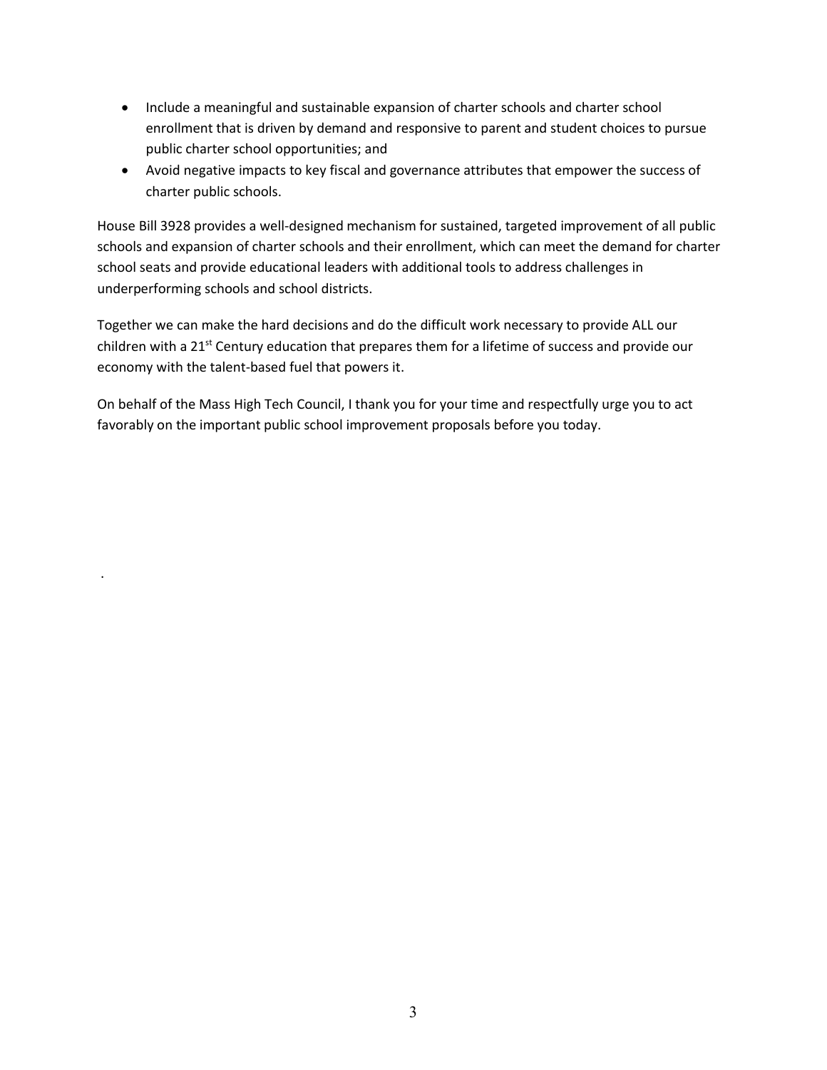- Include a meaningful and sustainable expansion of charter schools and charter school enrollment that is driven by demand and responsive to parent and student choices to pursue public charter school opportunities; and
- Avoid negative impacts to key fiscal and governance attributes that empower the success of charter public schools.

House Bill 3928 provides a well-designed mechanism for sustained, targeted improvement of all public schools and expansion of charter schools and their enrollment, which can meet the demand for charter school seats and provide educational leaders with additional tools to address challenges in underperforming schools and school districts.

Together we can make the hard decisions and do the difficult work necessary to provide ALL our children with a 21st Century education that prepares them for a lifetime of success and provide our economy with the talent-based fuel that powers it.

On behalf of the Mass High Tech Council, I thank you for your time and respectfully urge you to act favorably on the important public school improvement proposals before you today.

.